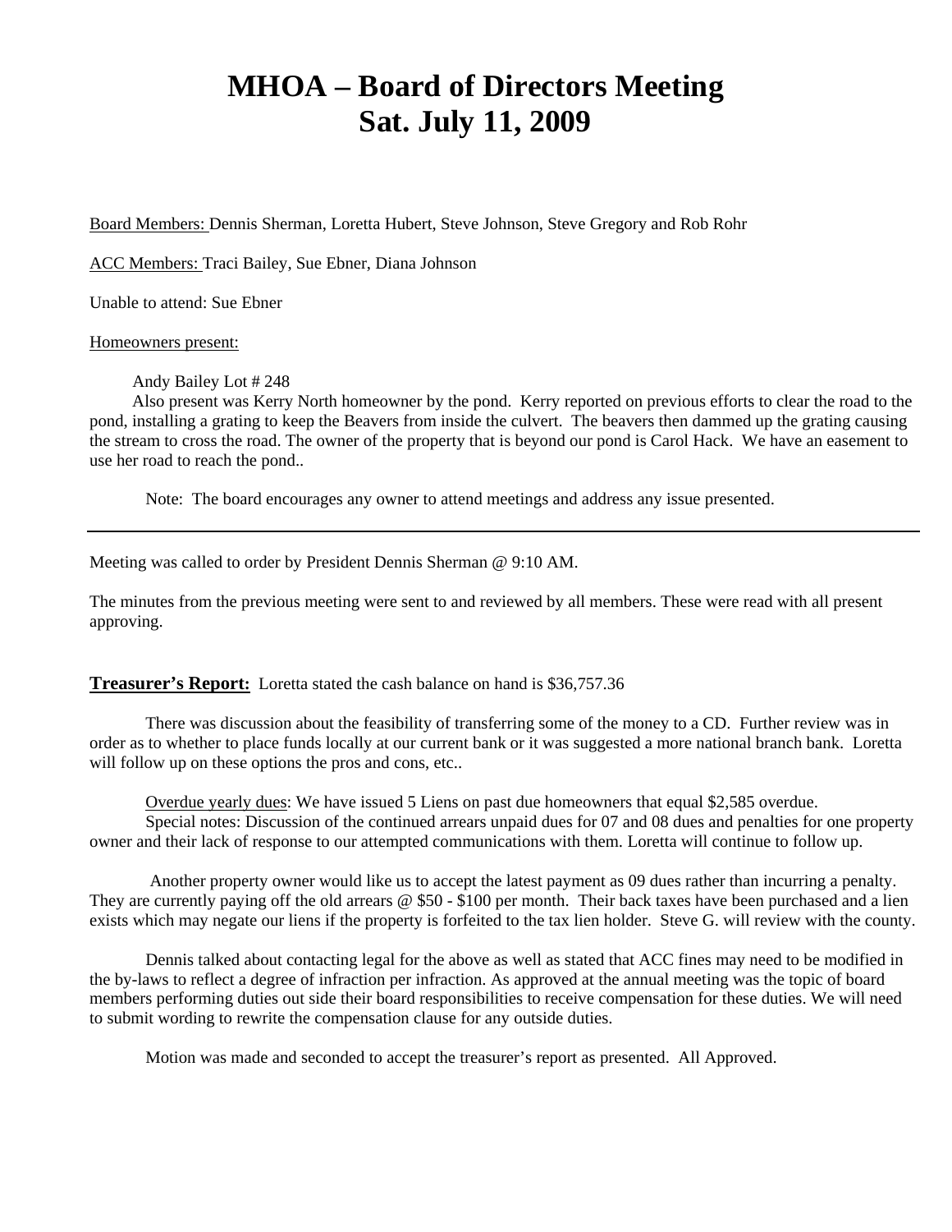# MHOA – Board of Directors Meeting
# Sat. July 11, 2009

Board Members: Dennis Sherman, Loretta Hubert, Steve Johnson, Steve Gregory and Rob Rohr

ACC Members: Traci Bailey, Sue Ebner, Diana Johnson

Unable to attend: Sue Ebner

Homeowners present:

Andy Bailey Lot # 248

Also present was Kerry North homeowner by the pond. Kerry reported on previous efforts to clear the road to the pond, installing a grating to keep the Beavers from inside the culvert. The beavers then dammed up the grating causing the stream to cross the road. The owner of the property that is beyond our pond is Carol Hack. We have an easement to use her road to reach the pond..

Note: The board encourages any owner to attend meetings and address any issue presented.

---

Meeting was called to order by President Dennis Sherman @ 9:10 AM.

The minutes from the previous meeting were sent to and reviewed by all members. These were read with all present approving.

**Treasurer's Report:** Loretta stated the cash balance on hand is $36,757.36

There was discussion about the feasibility of transferring some of the money to a CD. Further review was in order as to whether to place funds locally at our current bank or it was suggested a more national branch bank. Loretta will follow up on these options the pros and cons, etc..

Overdue yearly dues: We have issued 5 Liens on past due homeowners that equal $2,585 overdue.

Special notes: Discussion of the continued arrears unpaid dues for 07 and 08 dues and penalties for one property owner and their lack of response to our attempted communications with them. Loretta will continue to follow up.

Another property owner would like us to accept the latest payment as 09 dues rather than incurring a penalty. They are currently paying off the old arrears @ $50 - $100 per month. Their back taxes have been purchased and a lien exists which may negate our liens if the property is forfeited to the tax lien holder. Steve G. will review with the county.

Dennis talked about contacting legal for the above as well as stated that ACC fines may need to be modified in the by-laws to reflect a degree of infraction per infraction. As approved at the annual meeting was the topic of board members performing duties out side their board responsibilities to receive compensation for these duties. We will need to submit wording to rewrite the compensation clause for any outside duties.

Motion was made and seconded to accept the treasurer's report as presented. All Approved.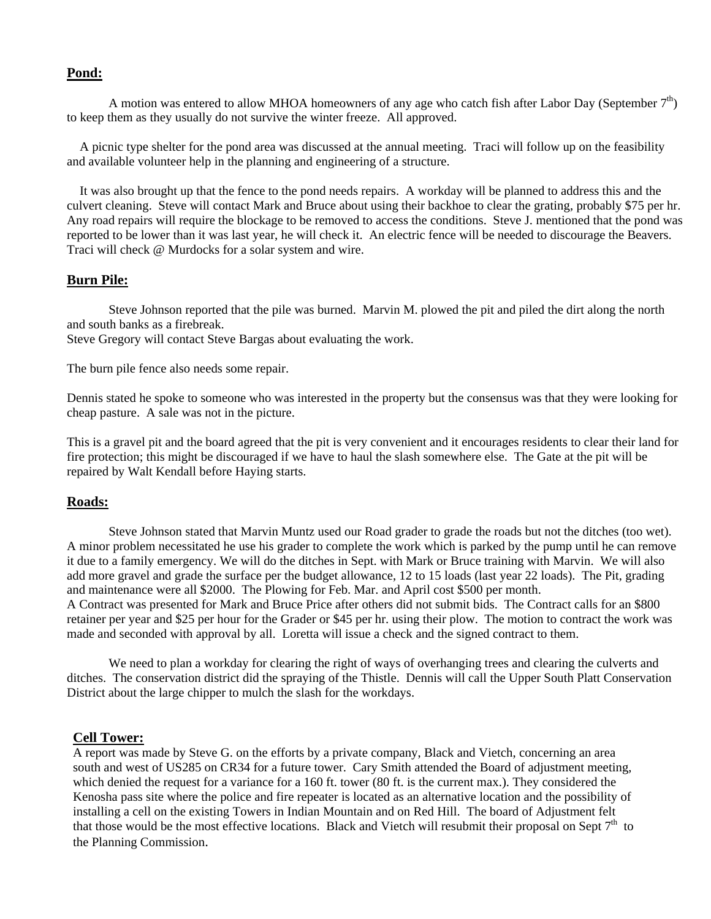## **Pond:**

A motion was entered to allow MHOA homeowners of any age who catch fish after Labor Day (September $7^{th}$) to keep them as they usually do not survive the winter freeze. All approved.

A picnic type shelter for the pond area was discussed at the annual meeting. Traci will follow up on the feasibility and available volunteer help in the planning and engineering of a structure.

It was also brought up that the fence to the pond needs repairs. A workday will be planned to address this and the culvert cleaning. Steve will contact Mark and Bruce about using their backhoe to clear the grating, probably $75 per hr. Any road repairs will require the blockage to be removed to access the conditions. Steve J. mentioned that the pond was reported to be lower than it was last year, he will check it. An electric fence will be needed to discourage the Beavers. Traci will check @ Murdocks for a solar system and wire.

## **Burn Pile:**

Steve Johnson reported that the pile was burned. Marvin M. plowed the pit and piled the dirt along the north and south banks as a firebreak.
Steve Gregory will contact Steve Bargas about evaluating the work.

The burn pile fence also needs some repair.

Dennis stated he spoke to someone who was interested in the property but the consensus was that they were looking for cheap pasture. A sale was not in the picture.

This is a gravel pit and the board agreed that the pit is very convenient and it encourages residents to clear their land for fire protection; this might be discouraged if we have to haul the slash somewhere else. The Gate at the pit will be repaired by Walt Kendall before Haying starts.

## **Roads:**

Steve Johnson stated that Marvin Muntz used our Road grader to grade the roads but not the ditches (too wet). A minor problem necessitated he use his grader to complete the work which is parked by the pump until he can remove it due to a family emergency. We will do the ditches in Sept. with Mark or Bruce training with Marvin. We will also add more gravel and grade the surface per the budget allowance, 12 to 15 loads (last year 22 loads). The Pit, grading and maintenance were all $2000. The Plowing for Feb. Mar. and April cost $500 per month.
A Contract was presented for Mark and Bruce Price after others did not submit bids. The Contract calls for an $800 retainer per year and $25 per hour for the Grader or $45 per hr. using their plow. The motion to contract the work was made and seconded with approval by all. Loretta will issue a check and the signed contract to them.

We need to plan a workday for clearing the right of ways of overhanging trees and clearing the culverts and ditches. The conservation district did the spraying of the Thistle. Dennis will call the Upper South Platt Conservation District about the large chipper to mulch the slash for the workdays.

## **Cell Tower:**

A report was made by Steve G. on the efforts by a private company, Black and Vietch, concerning an area south and west of US285 on CR34 for a future tower. Cary Smith attended the Board of adjustment meeting, which denied the request for a variance for a 160 ft. tower (80 ft. is the current max.). They considered the Kenosha pass site where the police and fire repeater is located as an alternative location and the possibility of installing a cell on the existing Towers in Indian Mountain and on Red Hill. The board of Adjustment felt that those would be the most effective locations. Black and Vietch will resubmit their proposal on Sept $7^{th}$ to the Planning Commission.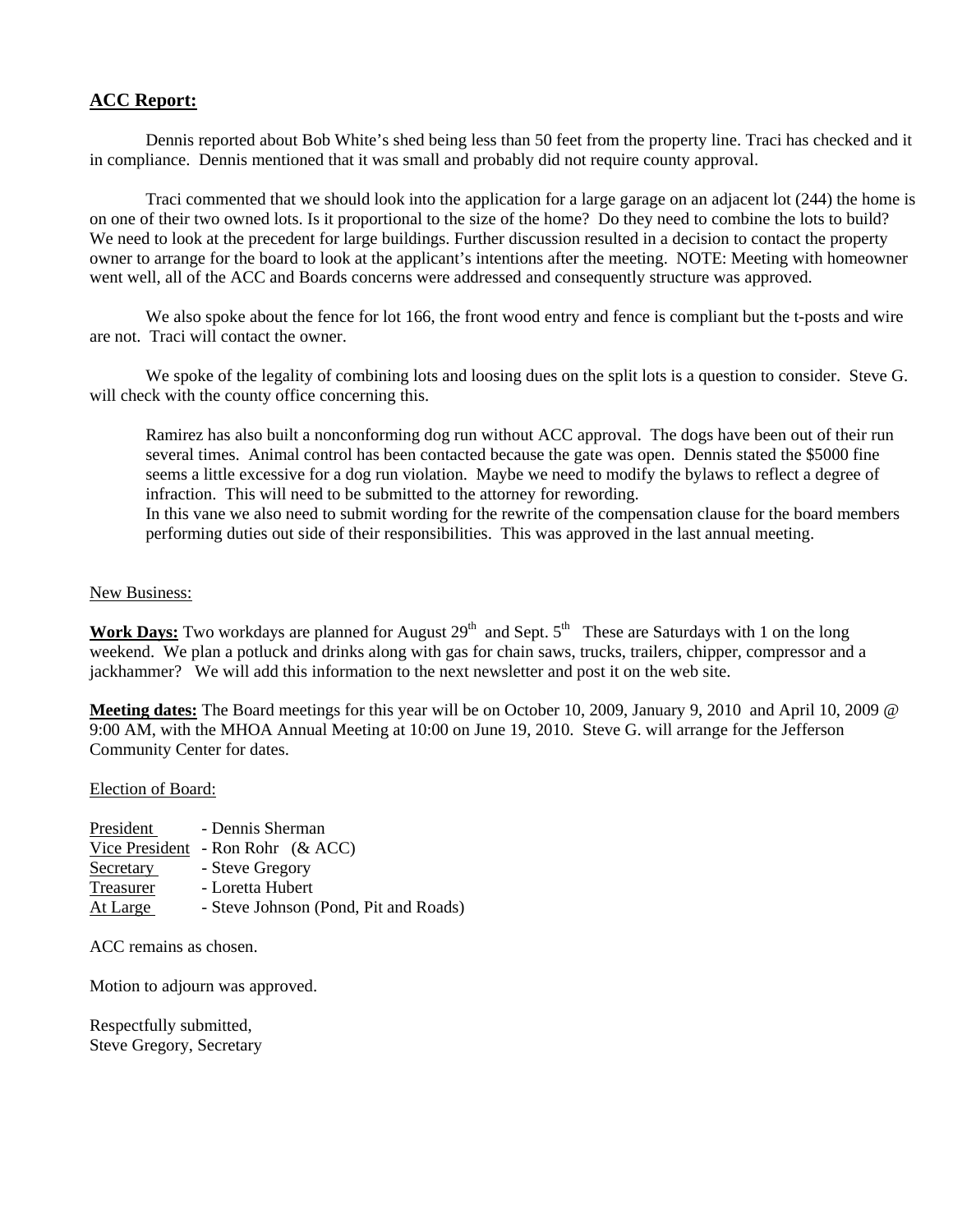## **ACC Report:**

Dennis reported about Bob White's shed being less than 50 feet from the property line. Traci has checked and it in compliance. Dennis mentioned that it was small and probably did not require county approval.

Traci commented that we should look into the application for a large garage on an adjacent lot (244) the home is on one of their two owned lots. Is it proportional to the size of the home? Do they need to combine the lots to build? We need to look at the precedent for large buildings. Further discussion resulted in a decision to contact the property owner to arrange for the board to look at the applicant's intentions after the meeting. NOTE: Meeting with homeowner went well, all of the ACC and Boards concerns were addressed and consequently structure was approved.

We also spoke about the fence for lot 166, the front wood entry and fence is compliant but the t-posts and wire are not. Traci will contact the owner.

We spoke of the legality of combining lots and loosing dues on the split lots is a question to consider. Steve G. will check with the county office concerning this.

> Ramirez has also built a nonconforming dog run without ACC approval. The dogs have been out of their run several times. Animal control has been contacted because the gate was open. Dennis stated the $5000 fine seems a little excessive for a dog run violation. Maybe we need to modify the bylaws to reflect a degree of infraction. This will need to be submitted to the attorney for rewording.
> In this vane we also need to submit wording for the rewrite of the compensation clause for the board members performing duties out side of their responsibilities. This was approved in the last annual meeting.

New Business:

**Work Days:** Two workdays are planned for August 29th and Sept. 5th These are Saturdays with 1 on the long weekend. We plan a potluck and drinks along with gas for chain saws, trucks, trailers, chipper, compressor and a jackhammer? We will add this information to the next newsletter and post it on the web site.

**Meeting dates:** The Board meetings for this year will be on October 10, 2009, January 9, 2010 and April 10, 2009 @ 9:00 AM, with the MHOA Annual Meeting at 10:00 on June 19, 2010. Steve G. will arrange for the Jefferson Community Center for dates.

Election of Board:

President - Dennis Sherman
Vice President - Ron Rohr (& ACC)
Secretary - Steve Gregory
Treasurer - Loretta Hubert
At Large - Steve Johnson (Pond, Pit and Roads)

ACC remains as chosen.

Motion to adjourn was approved.

Respectfully submitted,
Steve Gregory, Secretary